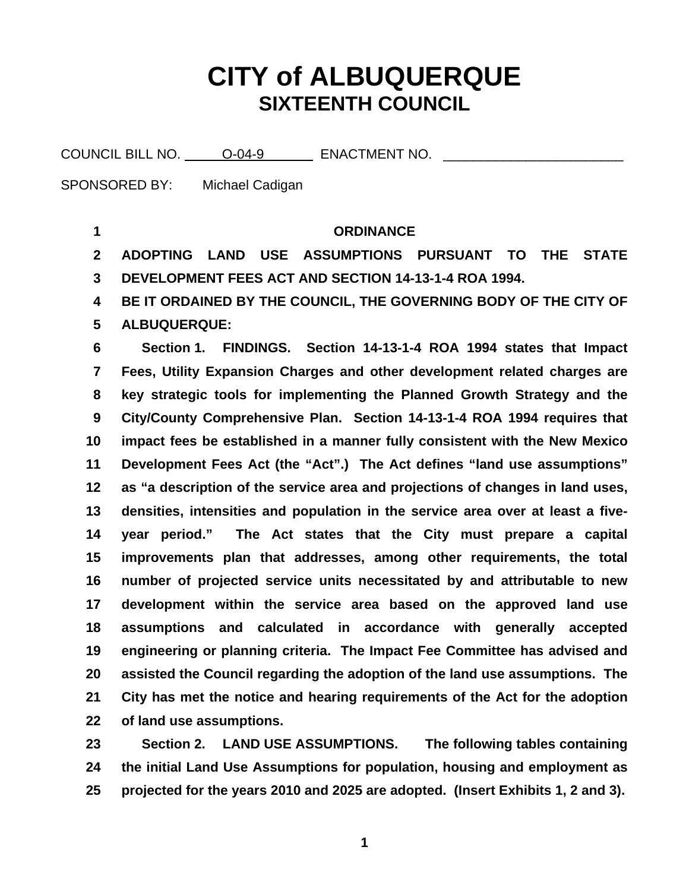# CITY of ALBUQUERQUE
## SIXTEENTH COUNCIL

COUNCIL BILL NO. O-04-9 ENACTMENT NO. ________________________

SPONSORED BY: Michael Cadigan

**ORDINANCE**

**ADOPTING LAND USE ASSUMPTIONS PURSUANT TO THE STATE DEVELOPMENT FEES ACT AND SECTION 14-13-1-4 ROA 1994.**

**BE IT ORDAINED BY THE COUNCIL, THE GOVERNING BODY OF THE CITY OF ALBUQUERQUE:**

**Section 1. FINDINGS. Section 14-13-1-4 ROA 1994 states that Impact Fees, Utility Expansion Charges and other development related charges are key strategic tools for implementing the Planned Growth Strategy and the City/County Comprehensive Plan. Section 14-13-1-4 ROA 1994 requires that impact fees be established in a manner fully consistent with the New Mexico Development Fees Act (the "Act".) The Act defines "land use assumptions" as "a description of the service area and projections of changes in land uses, densities, intensities and population in the service area over at least a five-year period." The Act states that the City must prepare a capital improvements plan that addresses, among other requirements, the total number of projected service units necessitated by and attributable to new development within the service area based on the approved land use assumptions and calculated in accordance with generally accepted engineering or planning criteria. The Impact Fee Committee has advised and assisted the Council regarding the adoption of the land use assumptions. The City has met the notice and hearing requirements of the Act for the adoption of land use assumptions.**

**Section 2. LAND USE ASSUMPTIONS. The following tables containing the initial Land Use Assumptions for population, housing and employment as projected for the years 2010 and 2025 are adopted. (Insert Exhibits 1, 2 and 3).**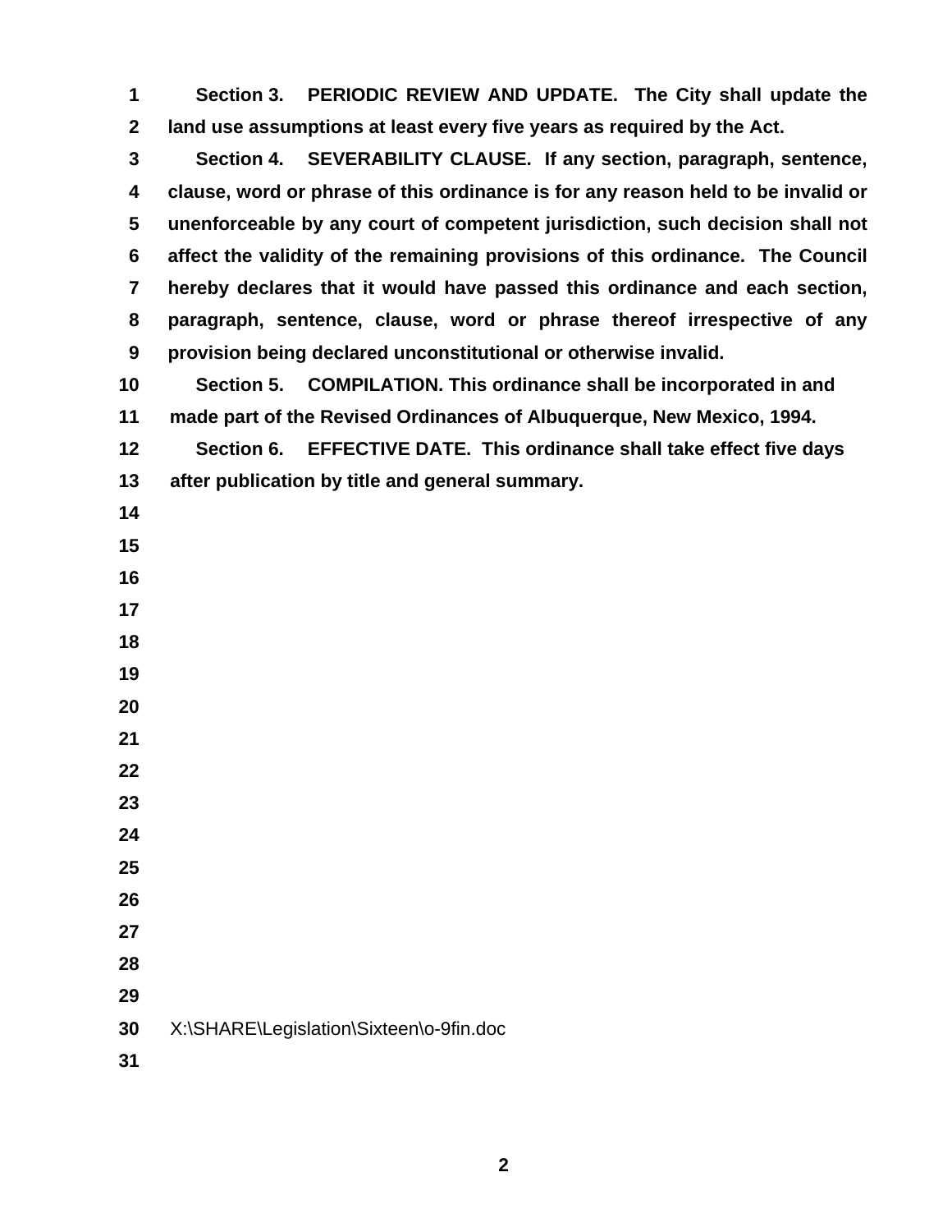**Section 3. PERIODIC REVIEW AND UPDATE. The City shall update the land use assumptions at least every five years as required by the Act.**

**Section 4. SEVERABILITY CLAUSE. If any section, paragraph, sentence, clause, word or phrase of this ordinance is for any reason held to be invalid or unenforceable by any court of competent jurisdiction, such decision shall not affect the validity of the remaining provisions of this ordinance. The Council hereby declares that it would have passed this ordinance and each section, paragraph, sentence, clause, word or phrase thereof irrespective of any provision being declared unconstitutional or otherwise invalid.**

**Section 5. COMPILATION. This ordinance shall be incorporated in and made part of the Revised Ordinances of Albuquerque, New Mexico, 1994.**

**Section 6. EFFECTIVE DATE. This ordinance shall take effect five days after publication by title and general summary.**

X:\SHARE\Legislation\Sixteen\o-9fin.doc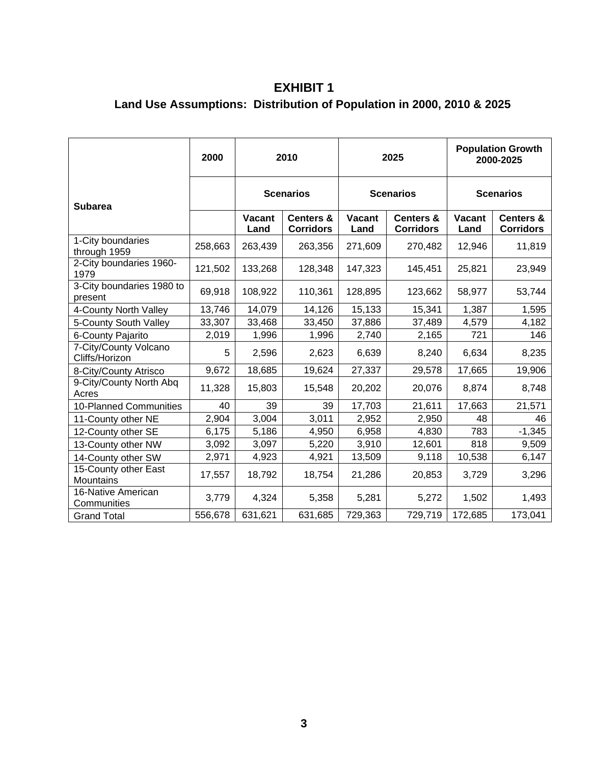# EXHIBIT 1

## Land Use Assumptions: Distribution of Population in 2000, 2010 & 2025

| Subarea | 2000 | 2010 | | 2025 | | Population Growth 2000-2025 | |
|---|---|---|---|---|---|---|---|
| | | Scenarios | | Scenarios | | Scenarios | |
| | | Vacant Land | Centers & Corridors | Vacant Land | Centers & Corridors | Vacant Land | Centers & Corridors |
| 1-City boundaries through 1959 | 258,663 | 263,439 | 263,356 | 271,609 | 270,482 | 12,946 | 11,819 |
| 2-City boundaries 1960-1979 | 121,502 | 133,268 | 128,348 | 147,323 | 145,451 | 25,821 | 23,949 |
| 3-City boundaries 1980 to present | 69,918 | 108,922 | 110,361 | 128,895 | 123,662 | 58,977 | 53,744 |
| 4-County North Valley | 13,746 | 14,079 | 14,126 | 15,133 | 15,341 | 1,387 | 1,595 |
| 5-County South Valley | 33,307 | 33,468 | 33,450 | 37,886 | 37,489 | 4,579 | 4,182 |
| 6-County Pajarito | 2,019 | 1,996 | 1,996 | 2,740 | 2,165 | 721 | 146 |
| 7-City/County Volcano Cliffs/Horizon | 5 | 2,596 | 2,623 | 6,639 | 8,240 | 6,634 | 8,235 |
| 8-City/County Atrisco | 9,672 | 18,685 | 19,624 | 27,337 | 29,578 | 17,665 | 19,906 |
| 9-City/County North Abq Acres | 11,328 | 15,803 | 15,548 | 20,202 | 20,076 | 8,874 | 8,748 |
| 10-Planned Communities | 40 | 39 | 39 | 17,703 | 21,611 | 17,663 | 21,571 |
| 11-County other NE | 2,904 | 3,004 | 3,011 | 2,952 | 2,950 | 48 | 46 |
| 12-County other SE | 6,175 | 5,186 | 4,950 | 6,958 | 4,830 | 783 | -1,345 |
| 13-County other NW | 3,092 | 3,097 | 5,220 | 3,910 | 12,601 | 818 | 9,509 |
| 14-County other SW | 2,971 | 4,923 | 4,921 | 13,509 | 9,118 | 10,538 | 6,147 |
| 15-County other East Mountains | 17,557 | 18,792 | 18,754 | 21,286 | 20,853 | 3,729 | 3,296 |
| 16-Native American Communities | 3,779 | 4,324 | 5,358 | 5,281 | 5,272 | 1,502 | 1,493 |
| Grand Total | 556,678 | 631,621 | 631,685 | 729,363 | 729,719 | 172,685 | 173,041 |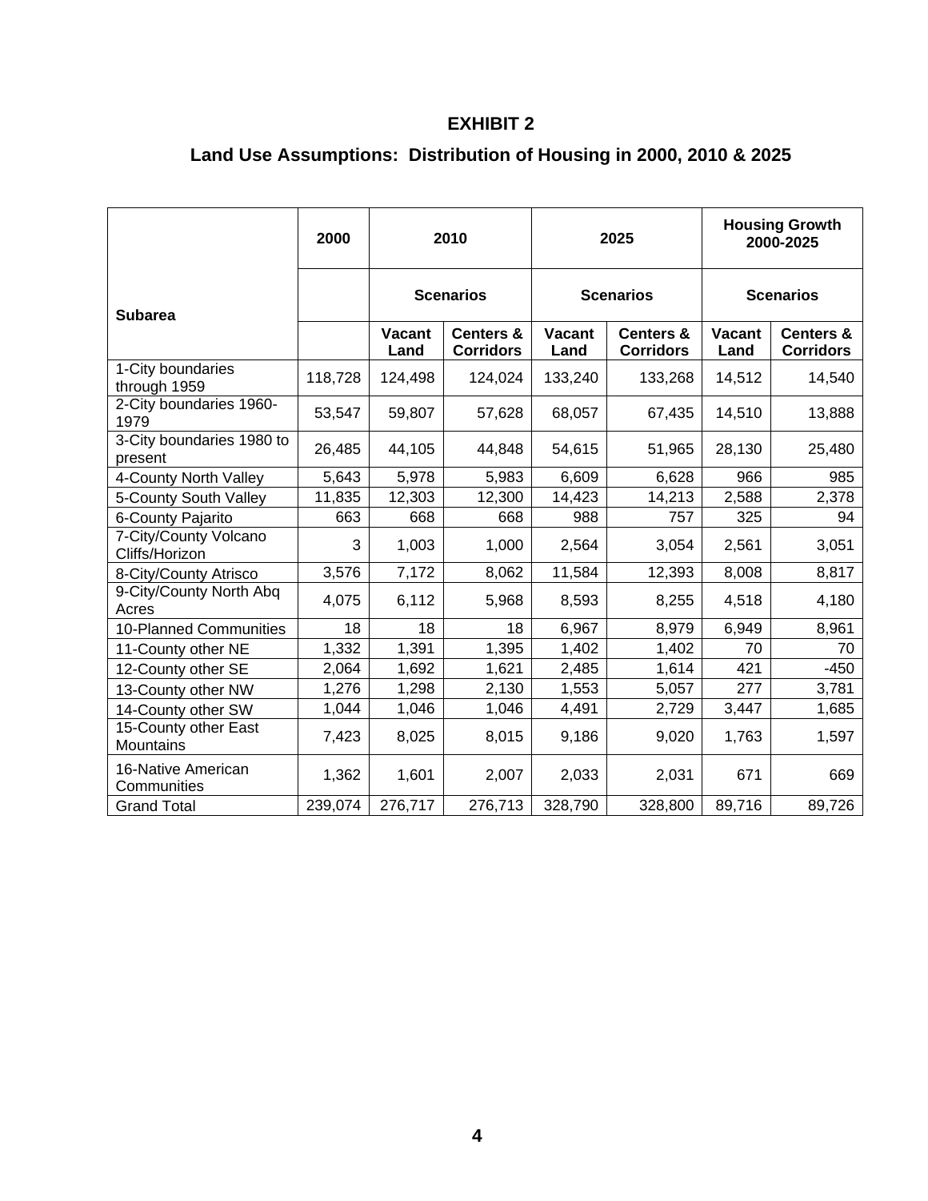# EXHIBIT 2

## Land Use Assumptions: Distribution of Housing in 2000, 2010 & 2025

| Subarea | 2000 | 2010 | | 2025 | | Housing Growth 2000-2025 | |
|---|---|---|---|---|---|---|---|
| | | Scenarios | | Scenarios | | Scenarios | |
| | | Vacant Land | Centers & Corridors | Vacant Land | Centers & Corridors | Vacant Land | Centers & Corridors |
| 1-City boundaries through 1959 | 118,728 | 124,498 | 124,024 | 133,240 | 133,268 | 14,512 | 14,540 |
| 2-City boundaries 1960-1979 | 53,547 | 59,807 | 57,628 | 68,057 | 67,435 | 14,510 | 13,888 |
| 3-City boundaries 1980 to present | 26,485 | 44,105 | 44,848 | 54,615 | 51,965 | 28,130 | 25,480 |
| 4-County North Valley | 5,643 | 5,978 | 5,983 | 6,609 | 6,628 | 966 | 985 |
| 5-County South Valley | 11,835 | 12,303 | 12,300 | 14,423 | 14,213 | 2,588 | 2,378 |
| 6-County Pajarito | 663 | 668 | 668 | 988 | 757 | 325 | 94 |
| 7-City/County Volcano Cliffs/Horizon | 3 | 1,003 | 1,000 | 2,564 | 3,054 | 2,561 | 3,051 |
| 8-City/County Atrisco | 3,576 | 7,172 | 8,062 | 11,584 | 12,393 | 8,008 | 8,817 |
| 9-City/County North Abq Acres | 4,075 | 6,112 | 5,968 | 8,593 | 8,255 | 4,518 | 4,180 |
| 10-Planned Communities | 18 | 18 | 18 | 6,967 | 8,979 | 6,949 | 8,961 |
| 11-County other NE | 1,332 | 1,391 | 1,395 | 1,402 | 1,402 | 70 | 70 |
| 12-County other SE | 2,064 | 1,692 | 1,621 | 2,485 | 1,614 | 421 | -450 |
| 13-County other NW | 1,276 | 1,298 | 2,130 | 1,553 | 5,057 | 277 | 3,781 |
| 14-County other SW | 1,044 | 1,046 | 1,046 | 4,491 | 2,729 | 3,447 | 1,685 |
| 15-County other East Mountains | 7,423 | 8,025 | 8,015 | 9,186 | 9,020 | 1,763 | 1,597 |
| 16-Native American Communities | 1,362 | 1,601 | 2,007 | 2,033 | 2,031 | 671 | 669 |
| Grand Total | 239,074 | 276,717 | 276,713 | 328,790 | 328,800 | 89,716 | 89,726 |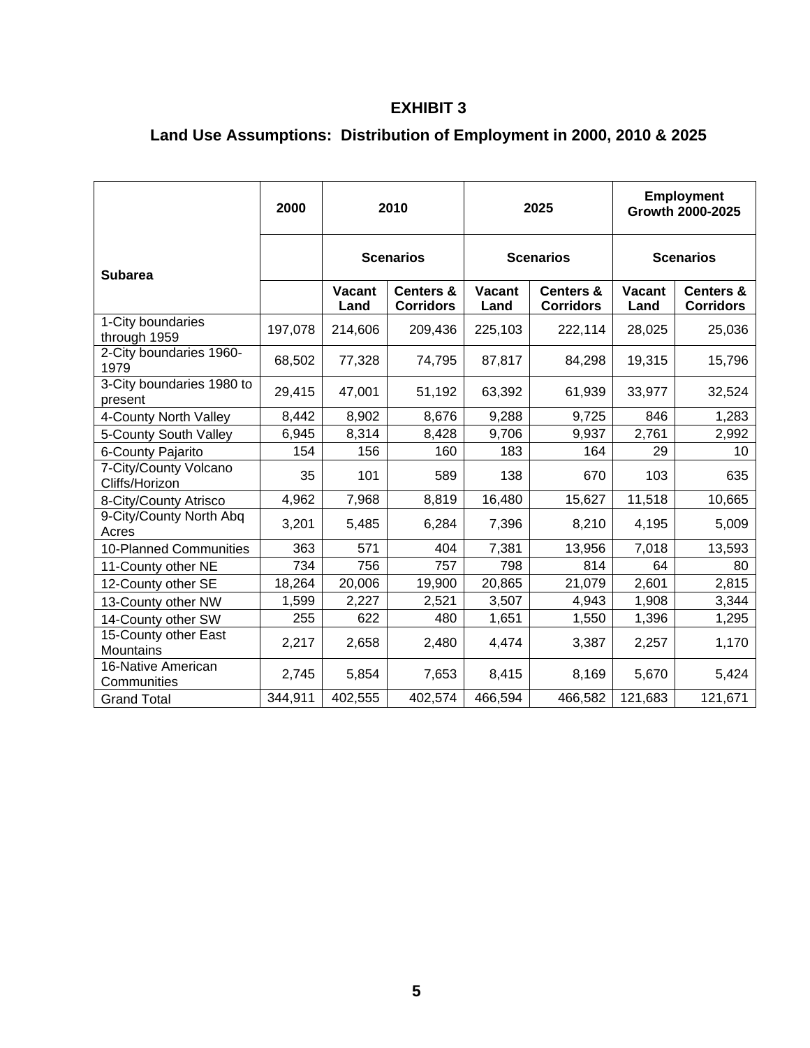# EXHIBIT 3

## Land Use Assumptions: Distribution of Employment in 2000, 2010 & 2025

| Subarea | 2000 | 2010 | | 2025 | | Employment Growth 2000-2025 | |
|---|---|---|---|---|---|---|---|
| | | Scenarios | | Scenarios | | Scenarios | |
| | | Vacant Land | Centers & Corridors | Vacant Land | Centers & Corridors | Vacant Land | Centers & Corridors |
| 1-City boundaries through 1959 | 197,078 | 214,606 | 209,436 | 225,103 | 222,114 | 28,025 | 25,036 |
| 2-City boundaries 1960-1979 | 68,502 | 77,328 | 74,795 | 87,817 | 84,298 | 19,315 | 15,796 |
| 3-City boundaries 1980 to present | 29,415 | 47,001 | 51,192 | 63,392 | 61,939 | 33,977 | 32,524 |
| 4-County North Valley | 8,442 | 8,902 | 8,676 | 9,288 | 9,725 | 846 | 1,283 |
| 5-County South Valley | 6,945 | 8,314 | 8,428 | 9,706 | 9,937 | 2,761 | 2,992 |
| 6-County Pajarito | 154 | 156 | 160 | 183 | 164 | 29 | 10 |
| 7-City/County Volcano Cliffs/Horizon | 35 | 101 | 589 | 138 | 670 | 103 | 635 |
| 8-City/County Atrisco | 4,962 | 7,968 | 8,819 | 16,480 | 15,627 | 11,518 | 10,665 |
| 9-City/County North Abq Acres | 3,201 | 5,485 | 6,284 | 7,396 | 8,210 | 4,195 | 5,009 |
| 10-Planned Communities | 363 | 571 | 404 | 7,381 | 13,956 | 7,018 | 13,593 |
| 11-County other NE | 734 | 756 | 757 | 798 | 814 | 64 | 80 |
| 12-County other SE | 18,264 | 20,006 | 19,900 | 20,865 | 21,079 | 2,601 | 2,815 |
| 13-County other NW | 1,599 | 2,227 | 2,521 | 3,507 | 4,943 | 1,908 | 3,344 |
| 14-County other SW | 255 | 622 | 480 | 1,651 | 1,550 | 1,396 | 1,295 |
| 15-County other East Mountains | 2,217 | 2,658 | 2,480 | 4,474 | 3,387 | 2,257 | 1,170 |
| 16-Native American Communities | 2,745 | 5,854 | 7,653 | 8,415 | 8,169 | 5,670 | 5,424 |
| Grand Total | 344,911 | 402,555 | 402,574 | 466,594 | 466,582 | 121,683 | 121,671 |